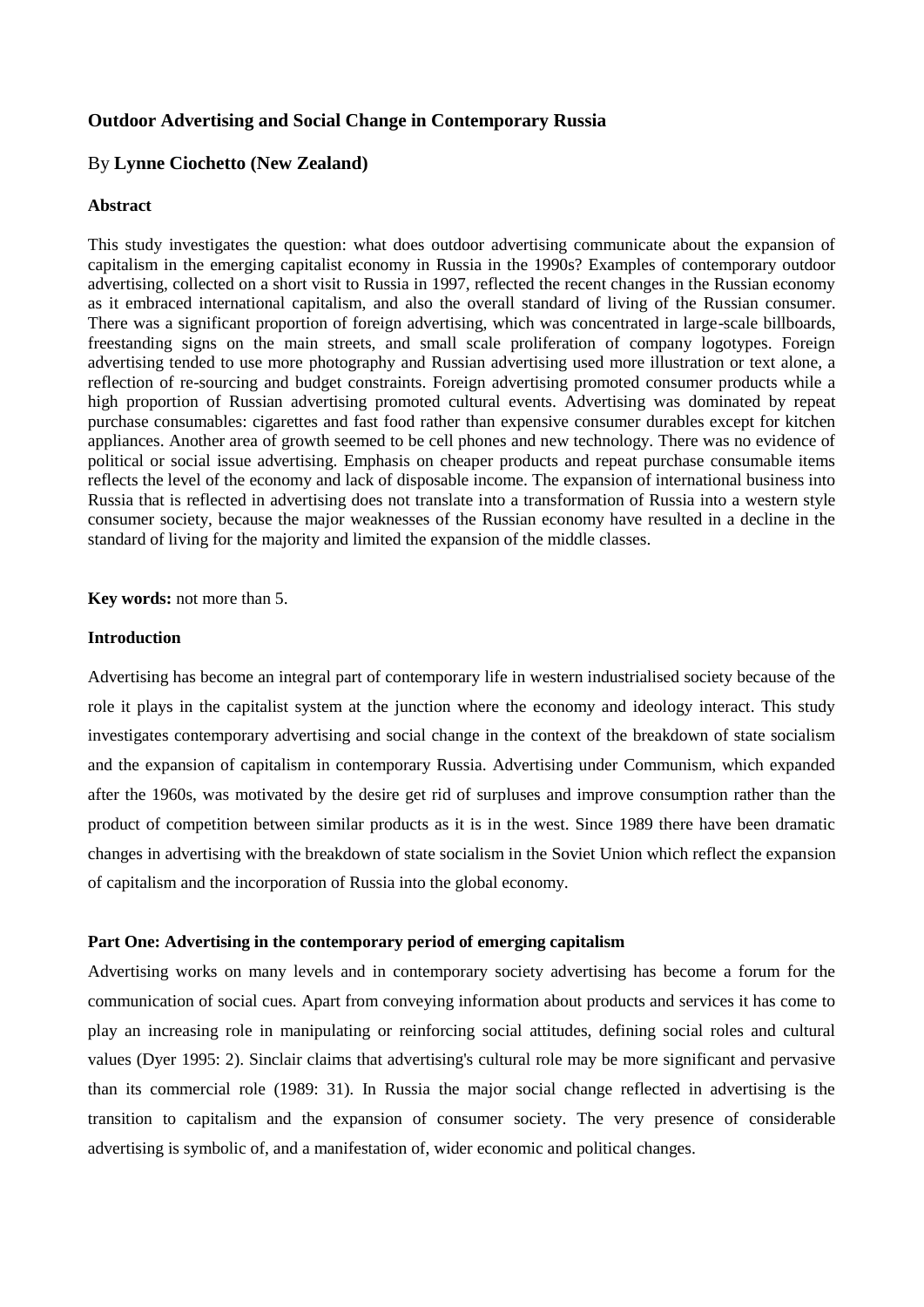# Outdoor Advertising and Social Change in Contemporary Russia

By **Lynne Ciochetto (New Zealand)**

### Abstract

This study investigates the question: what does outdoor advertising communicate about the expansion of capitalism in the emerging capitalist economy in Russia in the 1990s? Examples of contemporary outdoor advertising, collected on a short visit to Russia in 1997, reflected the recent changes in the Russian economy as it embraced international capitalism, and also the overall standard of living of the Russian consumer. There was a significant proportion of foreign advertising, which was concentrated in large-scale billboards, freestanding signs on the main streets, and small scale proliferation of company logotypes. Foreign advertising tended to use more photography and Russian advertising used more illustration or text alone, a reflection of re-sourcing and budget constraints. Foreign advertising promoted consumer products while a high proportion of Russian advertising promoted cultural events. Advertising was dominated by repeat purchase consumables: cigarettes and fast food rather than expensive consumer durables except for kitchen appliances. Another area of growth seemed to be cell phones and new technology. There was no evidence of political or social issue advertising. Emphasis on cheaper products and repeat purchase consumable items reflects the level of the economy and lack of disposable income. The expansion of international business into Russia that is reflected in advertising does not translate into a transformation of Russia into a western style consumer society, because the major weaknesses of the Russian economy have resulted in a decline in the standard of living for the majority and limited the expansion of the middle classes.

**Key words:** not more than 5.

### Introduction

Advertising has become an integral part of contemporary life in western industrialised society because of the role it plays in the capitalist system at the junction where the economy and ideology interact. This study investigates contemporary advertising and social change in the context of the breakdown of state socialism and the expansion of capitalism in contemporary Russia. Advertising under Communism, which expanded after the 1960s, was motivated by the desire get rid of surpluses and improve consumption rather than the product of competition between similar products as it is in the west. Since 1989 there have been dramatic changes in advertising with the breakdown of state socialism in the Soviet Union which reflect the expansion of capitalism and the incorporation of Russia into the global economy.

### Part One: Advertising in the contemporary period of emerging capitalism

Advertising works on many levels and in contemporary society advertising has become a forum for the communication of social cues. Apart from conveying information about products and services it has come to play an increasing role in manipulating or reinforcing social attitudes, defining social roles and cultural values (Dyer 1995: 2). Sinclair claims that advertising's cultural role may be more significant and pervasive than its commercial role (1989: 31). In Russia the major social change reflected in advertising is the transition to capitalism and the expansion of consumer society. The very presence of considerable advertising is symbolic of, and a manifestation of, wider economic and political changes.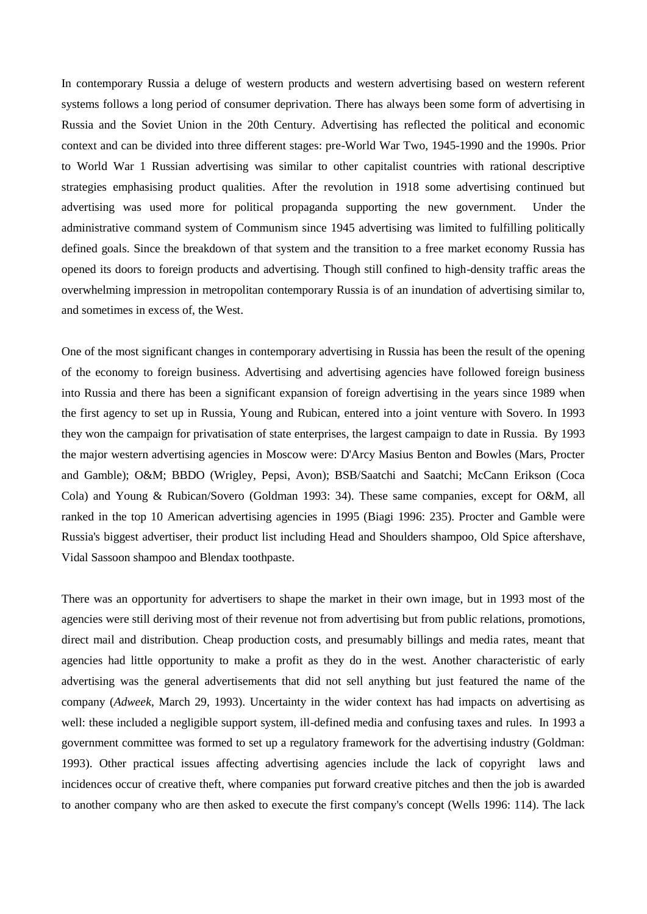In contemporary Russia a deluge of western products and western advertising based on western referent systems follows a long period of consumer deprivation. There has always been some form of advertising in Russia and the Soviet Union in the 20th Century. Advertising has reflected the political and economic context and can be divided into three different stages: pre-World War Two, 1945-1990 and the 1990s. Prior to World War 1 Russian advertising was similar to other capitalist countries with rational descriptive strategies emphasising product qualities. After the revolution in 1918 some advertising continued but advertising was used more for political propaganda supporting the new government. Under the administrative command system of Communism since 1945 advertising was limited to fulfilling politically defined goals. Since the breakdown of that system and the transition to a free market economy Russia has opened its doors to foreign products and advertising. Though still confined to high-density traffic areas the overwhelming impression in metropolitan contemporary Russia is of an inundation of advertising similar to, and sometimes in excess of, the West.

One of the most significant changes in contemporary advertising in Russia has been the result of the opening of the economy to foreign business. Advertising and advertising agencies have followed foreign business into Russia and there has been a significant expansion of foreign advertising in the years since 1989 when the first agency to set up in Russia, Young and Rubican, entered into a joint venture with Sovero. In 1993 they won the campaign for privatisation of state enterprises, the largest campaign to date in Russia. By 1993 the major western advertising agencies in Moscow were: D'Arcy Masius Benton and Bowles (Mars, Procter and Gamble); O&M; BBDO (Wrigley, Pepsi, Avon); BSB/Saatchi and Saatchi; McCann Erikson (Coca Cola) and Young & Rubican/Sovero (Goldman 1993: 34). These same companies, except for O&M, all ranked in the top 10 American advertising agencies in 1995 (Biagi 1996: 235). Procter and Gamble were Russia's biggest advertiser, their product list including Head and Shoulders shampoo, Old Spice aftershave, Vidal Sassoon shampoo and Blendax toothpaste.

There was an opportunity for advertisers to shape the market in their own image, but in 1993 most of the agencies were still deriving most of their revenue not from advertising but from public relations, promotions, direct mail and distribution. Cheap production costs, and presumably billings and media rates, meant that agencies had little opportunity to make a profit as they do in the west. Another characteristic of early advertising was the general advertisements that did not sell anything but just featured the name of the company (*Adweek*, March 29, 1993). Uncertainty in the wider context has had impacts on advertising as well: these included a negligible support system, ill-defined media and confusing taxes and rules. In 1993 a government committee was formed to set up a regulatory framework for the advertising industry (Goldman: 1993). Other practical issues affecting advertising agencies include the lack of copyright laws and incidences occur of creative theft, where companies put forward creative pitches and then the job is awarded to another company who are then asked to execute the first company's concept (Wells 1996: 114). The lack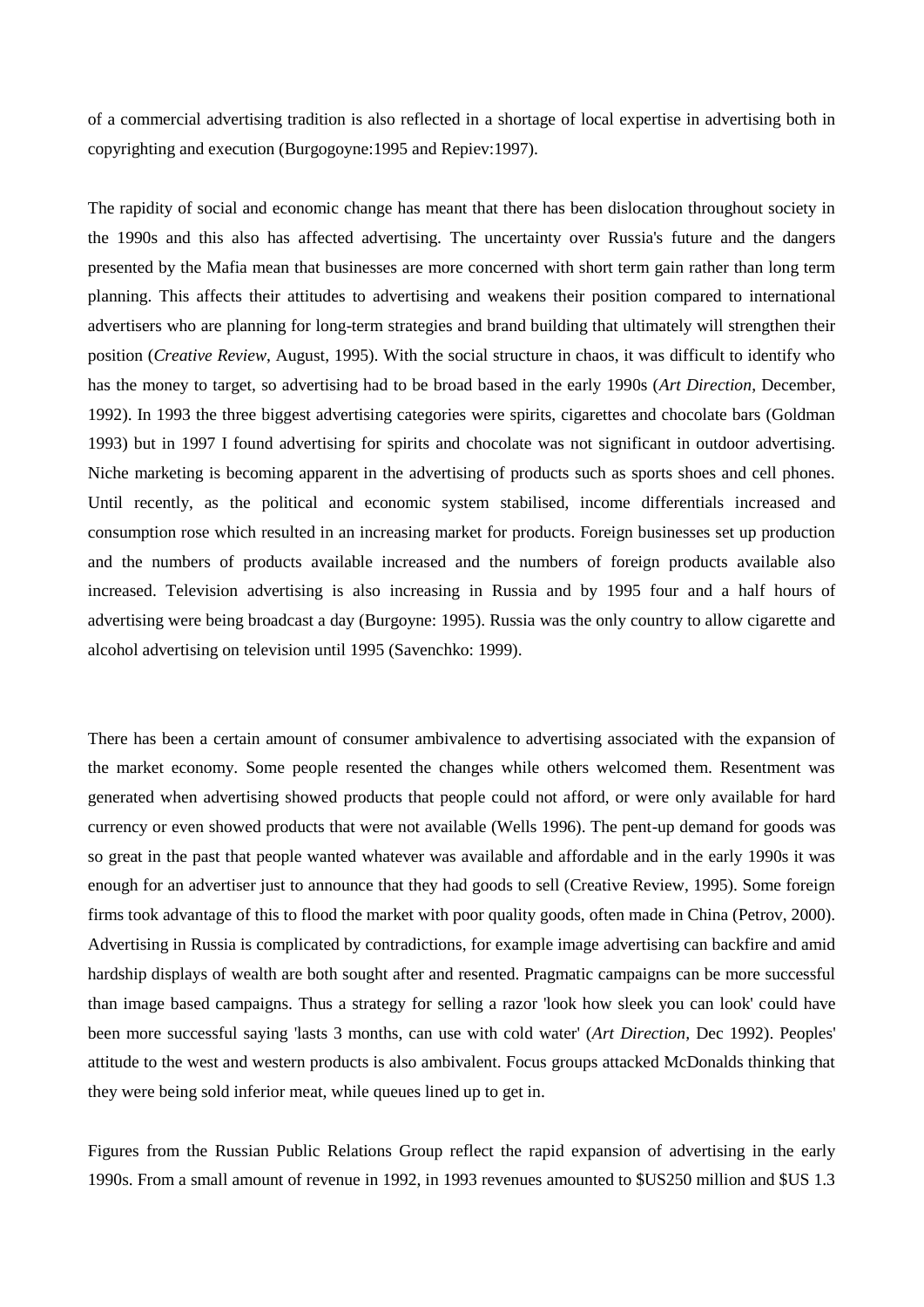of a commercial advertising tradition is also reflected in a shortage of local expertise in advertising both in copyrighting and execution (Burgogoyne:1995 and Repiev:1997).

The rapidity of social and economic change has meant that there has been dislocation throughout society in the 1990s and this also has affected advertising. The uncertainty over Russia's future and the dangers presented by the Mafia mean that businesses are more concerned with short term gain rather than long term planning. This affects their attitudes to advertising and weakens their position compared to international advertisers who are planning for long-term strategies and brand building that ultimately will strengthen their position (*Creative Review*, August, 1995). With the social structure in chaos, it was difficult to identify who has the money to target, so advertising had to be broad based in the early 1990s (*Art Direction*, December, 1992). In 1993 the three biggest advertising categories were spirits, cigarettes and chocolate bars (Goldman 1993) but in 1997 I found advertising for spirits and chocolate was not significant in outdoor advertising. Niche marketing is becoming apparent in the advertising of products such as sports shoes and cell phones. Until recently, as the political and economic system stabilised, income differentials increased and consumption rose which resulted in an increasing market for products. Foreign businesses set up production and the numbers of products available increased and the numbers of foreign products available also increased. Television advertising is also increasing in Russia and by 1995 four and a half hours of advertising were being broadcast a day (Burgoyne: 1995). Russia was the only country to allow cigarette and alcohol advertising on television until 1995 (Savenchko: 1999).

There has been a certain amount of consumer ambivalence to advertising associated with the expansion of the market economy. Some people resented the changes while others welcomed them. Resentment was generated when advertising showed products that people could not afford, or were only available for hard currency or even showed products that were not available (Wells 1996). The pent-up demand for goods was so great in the past that people wanted whatever was available and affordable and in the early 1990s it was enough for an advertiser just to announce that they had goods to sell (Creative Review, 1995). Some foreign firms took advantage of this to flood the market with poor quality goods, often made in China (Petrov, 2000). Advertising in Russia is complicated by contradictions, for example image advertising can backfire and amid hardship displays of wealth are both sought after and resented. Pragmatic campaigns can be more successful than image based campaigns. Thus a strategy for selling a razor 'look how sleek you can look' could have been more successful saying 'lasts 3 months, can use with cold water' (*Art Direction*, Dec 1992). Peoples' attitude to the west and western products is also ambivalent. Focus groups attacked McDonalds thinking that they were being sold inferior meat, while queues lined up to get in.

Figures from the Russian Public Relations Group reflect the rapid expansion of advertising in the early 1990s. From a small amount of revenue in 1992, in 1993 revenues amounted to $US250 million and $US 1.3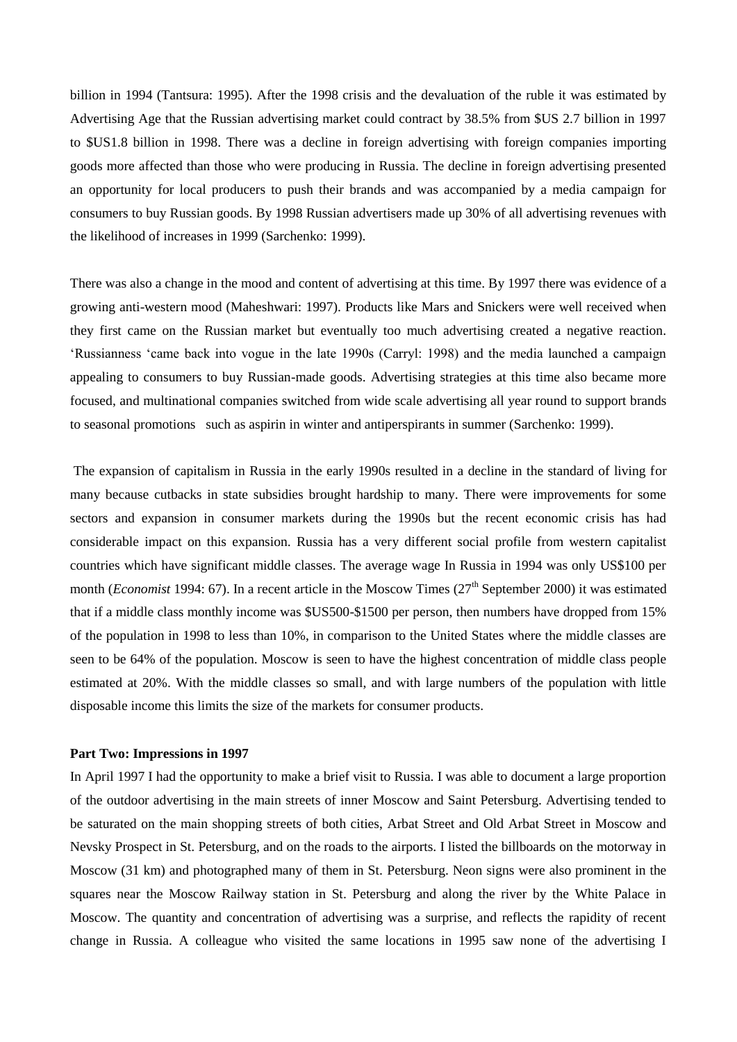billion in 1994 (Tantsura: 1995). After the 1998 crisis and the devaluation of the ruble it was estimated by Advertising Age that the Russian advertising market could contract by 38.5% from $US 2.7 billion in 1997 to $US1.8 billion in 1998. There was a decline in foreign advertising with foreign companies importing goods more affected than those who were producing in Russia. The decline in foreign advertising presented an opportunity for local producers to push their brands and was accompanied by a media campaign for consumers to buy Russian goods. By 1998 Russian advertisers made up 30% of all advertising revenues with the likelihood of increases in 1999 (Sarchenko: 1999).

There was also a change in the mood and content of advertising at this time. By 1997 there was evidence of a growing anti-western mood (Maheshwari: 1997). Products like Mars and Snickers were well received when they first came on the Russian market but eventually too much advertising created a negative reaction. 'Russianness 'came back into vogue in the late 1990s (Carryl: 1998) and the media launched a campaign appealing to consumers to buy Russian-made goods. Advertising strategies at this time also became more focused, and multinational companies switched from wide scale advertising all year round to support brands to seasonal promotions such as aspirin in winter and antiperspirants in summer (Sarchenko: 1999).

The expansion of capitalism in Russia in the early 1990s resulted in a decline in the standard of living for many because cutbacks in state subsidies brought hardship to many. There were improvements for some sectors and expansion in consumer markets during the 1990s but the recent economic crisis has had considerable impact on this expansion. Russia has a very different social profile from western capitalist countries which have significant middle classes. The average wage In Russia in 1994 was only US$100 per month (*Economist* 1994: 67). In a recent article in the Moscow Times (27th September 2000) it was estimated that if a middle class monthly income was $US500-$1500 per person, then numbers have dropped from 15% of the population in 1998 to less than 10%, in comparison to the United States where the middle classes are seen to be 64% of the population. Moscow is seen to have the highest concentration of middle class people estimated at 20%. With the middle classes so small, and with large numbers of the population with little disposable income this limits the size of the markets for consumer products.

**Part Two: Impressions in 1997**

In April 1997 I had the opportunity to make a brief visit to Russia. I was able to document a large proportion of the outdoor advertising in the main streets of inner Moscow and Saint Petersburg. Advertising tended to be saturated on the main shopping streets of both cities, Arbat Street and Old Arbat Street in Moscow and Nevsky Prospect in St. Petersburg, and on the roads to the airports. I listed the billboards on the motorway in Moscow (31 km) and photographed many of them in St. Petersburg. Neon signs were also prominent in the squares near the Moscow Railway station in St. Petersburg and along the river by the White Palace in Moscow. The quantity and concentration of advertising was a surprise, and reflects the rapidity of recent change in Russia. A colleague who visited the same locations in 1995 saw none of the advertising I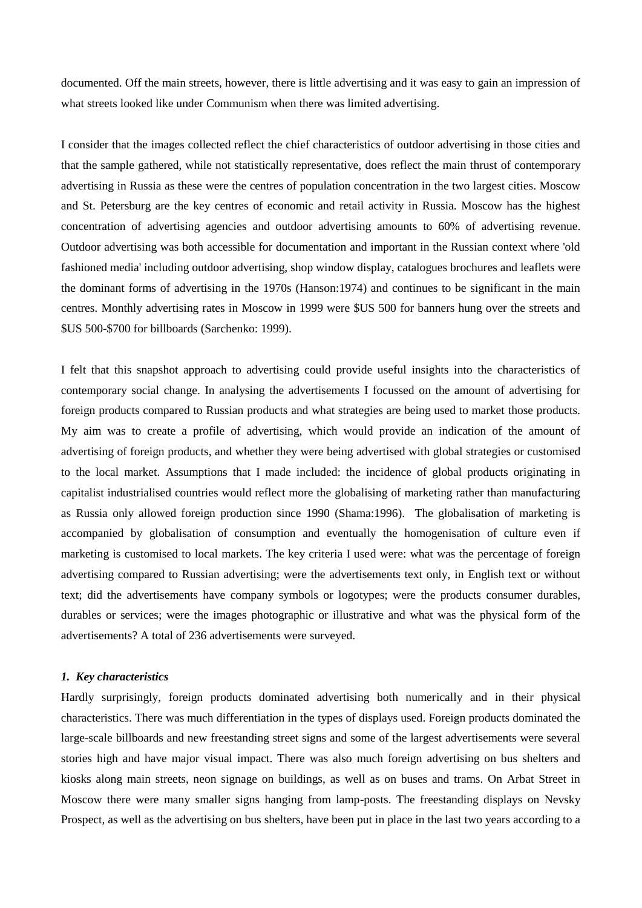documented. Off the main streets, however, there is little advertising and it was easy to gain an impression of what streets looked like under Communism when there was limited advertising.

I consider that the images collected reflect the chief characteristics of outdoor advertising in those cities and that the sample gathered, while not statistically representative, does reflect the main thrust of contemporary advertising in Russia as these were the centres of population concentration in the two largest cities. Moscow and St. Petersburg are the key centres of economic and retail activity in Russia. Moscow has the highest concentration of advertising agencies and outdoor advertising amounts to 60% of advertising revenue. Outdoor advertising was both accessible for documentation and important in the Russian context where 'old fashioned media' including outdoor advertising, shop window display, catalogues brochures and leaflets were the dominant forms of advertising in the 1970s (Hanson:1974) and continues to be significant in the main centres. Monthly advertising rates in Moscow in 1999 were $US 500 for banners hung over the streets and $US 500-$700 for billboards (Sarchenko: 1999).

I felt that this snapshot approach to advertising could provide useful insights into the characteristics of contemporary social change. In analysing the advertisements I focussed on the amount of advertising for foreign products compared to Russian products and what strategies are being used to market those products. My aim was to create a profile of advertising, which would provide an indication of the amount of advertising of foreign products, and whether they were being advertised with global strategies or customised to the local market. Assumptions that I made included: the incidence of global products originating in capitalist industrialised countries would reflect more the globalising of marketing rather than manufacturing as Russia only allowed foreign production since 1990 (Shama:1996). The globalisation of marketing is accompanied by globalisation of consumption and eventually the homogenisation of culture even if marketing is customised to local markets. The key criteria I used were: what was the percentage of foreign advertising compared to Russian advertising; were the advertisements text only, in English text or without text; did the advertisements have company symbols or logotypes; were the products consumer durables, durables or services; were the images photographic or illustrative and what was the physical form of the advertisements? A total of 236 advertisements were surveyed.

### *1. Key characteristics*

Hardly surprisingly, foreign products dominated advertising both numerically and in their physical characteristics. There was much differentiation in the types of displays used. Foreign products dominated the large-scale billboards and new freestanding street signs and some of the largest advertisements were several stories high and have major visual impact. There was also much foreign advertising on bus shelters and kiosks along main streets, neon signage on buildings, as well as on buses and trams. On Arbat Street in Moscow there were many smaller signs hanging from lamp-posts. The freestanding displays on Nevsky Prospect, as well as the advertising on bus shelters, have been put in place in the last two years according to a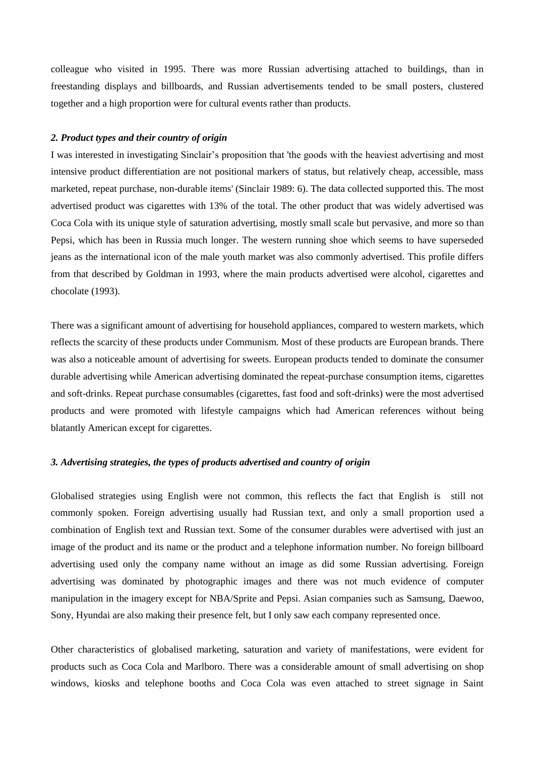colleague who visited in 1995. There was more Russian advertising attached to buildings, than in freestanding displays and billboards, and Russian advertisements tended to be small posters, clustered together and a high proportion were for cultural events rather than products.

### *2. Product types and their country of origin*

I was interested in investigating Sinclair's proposition that 'the goods with the heaviest advertising and most intensive product differentiation are not positional markers of status, but relatively cheap, accessible, mass marketed, repeat purchase, non-durable items' (Sinclair 1989: 6). The data collected supported this. The most advertised product was cigarettes with 13% of the total. The other product that was widely advertised was Coca Cola with its unique style of saturation advertising, mostly small scale but pervasive, and more so than Pepsi, which has been in Russia much longer. The western running shoe which seems to have superseded jeans as the international icon of the male youth market was also commonly advertised. This profile differs from that described by Goldman in 1993, where the main products advertised were alcohol, cigarettes and chocolate (1993).

There was a significant amount of advertising for household appliances, compared to western markets, which reflects the scarcity of these products under Communism. Most of these products are European brands. There was also a noticeable amount of advertising for sweets. European products tended to dominate the consumer durable advertising while American advertising dominated the repeat-purchase consumption items, cigarettes and soft-drinks. Repeat purchase consumables (cigarettes, fast food and soft-drinks) were the most advertised products and were promoted with lifestyle campaigns which had American references without being blatantly American except for cigarettes.

### *3. Advertising strategies, the types of products advertised and country of origin*

Globalised strategies using English were not common, this reflects the fact that English is still not commonly spoken. Foreign advertising usually had Russian text, and only a small proportion used a combination of English text and Russian text. Some of the consumer durables were advertised with just an image of the product and its name or the product and a telephone information number. No foreign billboard advertising used only the company name without an image as did some Russian advertising. Foreign advertising was dominated by photographic images and there was not much evidence of computer manipulation in the imagery except for NBA/Sprite and Pepsi. Asian companies such as Samsung, Daewoo, Sony, Hyundai are also making their presence felt, but I only saw each company represented once.

Other characteristics of globalised marketing, saturation and variety of manifestations, were evident for products such as Coca Cola and Marlboro. There was a considerable amount of small advertising on shop windows, kiosks and telephone booths and Coca Cola was even attached to street signage in Saint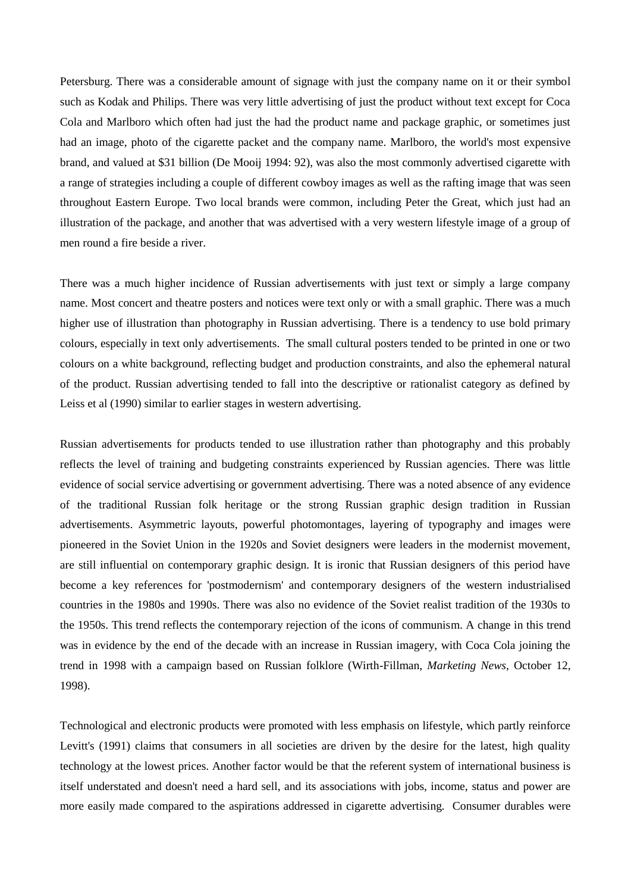Petersburg. There was a considerable amount of signage with just the company name on it or their symbol such as Kodak and Philips. There was very little advertising of just the product without text except for Coca Cola and Marlboro which often had just the had the product name and package graphic, or sometimes just had an image, photo of the cigarette packet and the company name. Marlboro, the world's most expensive brand, and valued at $31 billion (De Mooij 1994: 92), was also the most commonly advertised cigarette with a range of strategies including a couple of different cowboy images as well as the rafting image that was seen throughout Eastern Europe. Two local brands were common, including Peter the Great, which just had an illustration of the package, and another that was advertised with a very western lifestyle image of a group of men round a fire beside a river.

There was a much higher incidence of Russian advertisements with just text or simply a large company name. Most concert and theatre posters and notices were text only or with a small graphic. There was a much higher use of illustration than photography in Russian advertising. There is a tendency to use bold primary colours, especially in text only advertisements. The small cultural posters tended to be printed in one or two colours on a white background, reflecting budget and production constraints, and also the ephemeral natural of the product. Russian advertising tended to fall into the descriptive or rationalist category as defined by Leiss et al (1990) similar to earlier stages in western advertising.

Russian advertisements for products tended to use illustration rather than photography and this probably reflects the level of training and budgeting constraints experienced by Russian agencies. There was little evidence of social service advertising or government advertising. There was a noted absence of any evidence of the traditional Russian folk heritage or the strong Russian graphic design tradition in Russian advertisements. Asymmetric layouts, powerful photomontages, layering of typography and images were pioneered in the Soviet Union in the 1920s and Soviet designers were leaders in the modernist movement, are still influential on contemporary graphic design. It is ironic that Russian designers of this period have become a key references for 'postmodernism' and contemporary designers of the western industrialised countries in the 1980s and 1990s. There was also no evidence of the Soviet realist tradition of the 1930s to the 1950s. This trend reflects the contemporary rejection of the icons of communism. A change in this trend was in evidence by the end of the decade with an increase in Russian imagery, with Coca Cola joining the trend in 1998 with a campaign based on Russian folklore (Wirth-Fillman, *Marketing News*, October 12, 1998).

Technological and electronic products were promoted with less emphasis on lifestyle, which partly reinforce Levitt's (1991) claims that consumers in all societies are driven by the desire for the latest, high quality technology at the lowest prices. Another factor would be that the referent system of international business is itself understated and doesn't need a hard sell, and its associations with jobs, income, status and power are more easily made compared to the aspirations addressed in cigarette advertising. Consumer durables were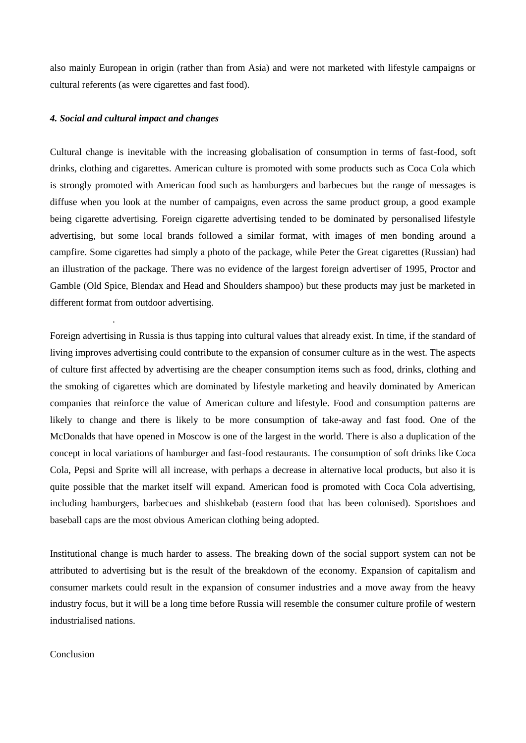also mainly European in origin (rather than from Asia) and were not marketed with lifestyle campaigns or cultural referents (as were cigarettes and fast food).

#### *4. Social and cultural impact and changes*

Cultural change is inevitable with the increasing globalisation of consumption in terms of fast-food, soft drinks, clothing and cigarettes. American culture is promoted with some products such as Coca Cola which is strongly promoted with American food such as hamburgers and barbecues but the range of messages is diffuse when you look at the number of campaigns, even across the same product group, a good example being cigarette advertising. Foreign cigarette advertising tended to be dominated by personalised lifestyle advertising, but some local brands followed a similar format, with images of men bonding around a campfire. Some cigarettes had simply a photo of the package, while Peter the Great cigarettes (Russian) had an illustration of the package. There was no evidence of the largest foreign advertiser of 1995, Proctor and Gamble (Old Spice, Blendax and Head and Shoulders shampoo) but these products may just be marketed in different format from outdoor advertising.

.

Foreign advertising in Russia is thus tapping into cultural values that already exist. In time, if the standard of living improves advertising could contribute to the expansion of consumer culture as in the west. The aspects of culture first affected by advertising are the cheaper consumption items such as food, drinks, clothing and the smoking of cigarettes which are dominated by lifestyle marketing and heavily dominated by American companies that reinforce the value of American culture and lifestyle. Food and consumption patterns are likely to change and there is likely to be more consumption of take-away and fast food. One of the McDonalds that have opened in Moscow is one of the largest in the world. There is also a duplication of the concept in local variations of hamburger and fast-food restaurants. The consumption of soft drinks like Coca Cola, Pepsi and Sprite will all increase, with perhaps a decrease in alternative local products, but also it is quite possible that the market itself will expand. American food is promoted with Coca Cola advertising, including hamburgers, barbecues and shishkebab (eastern food that has been colonised). Sportshoes and baseball caps are the most obvious American clothing being adopted.

Institutional change is much harder to assess. The breaking down of the social support system can not be attributed to advertising but is the result of the breakdown of the economy. Expansion of capitalism and consumer markets could result in the expansion of consumer industries and a move away from the heavy industry focus, but it will be a long time before Russia will resemble the consumer culture profile of western industrialised nations.

Conclusion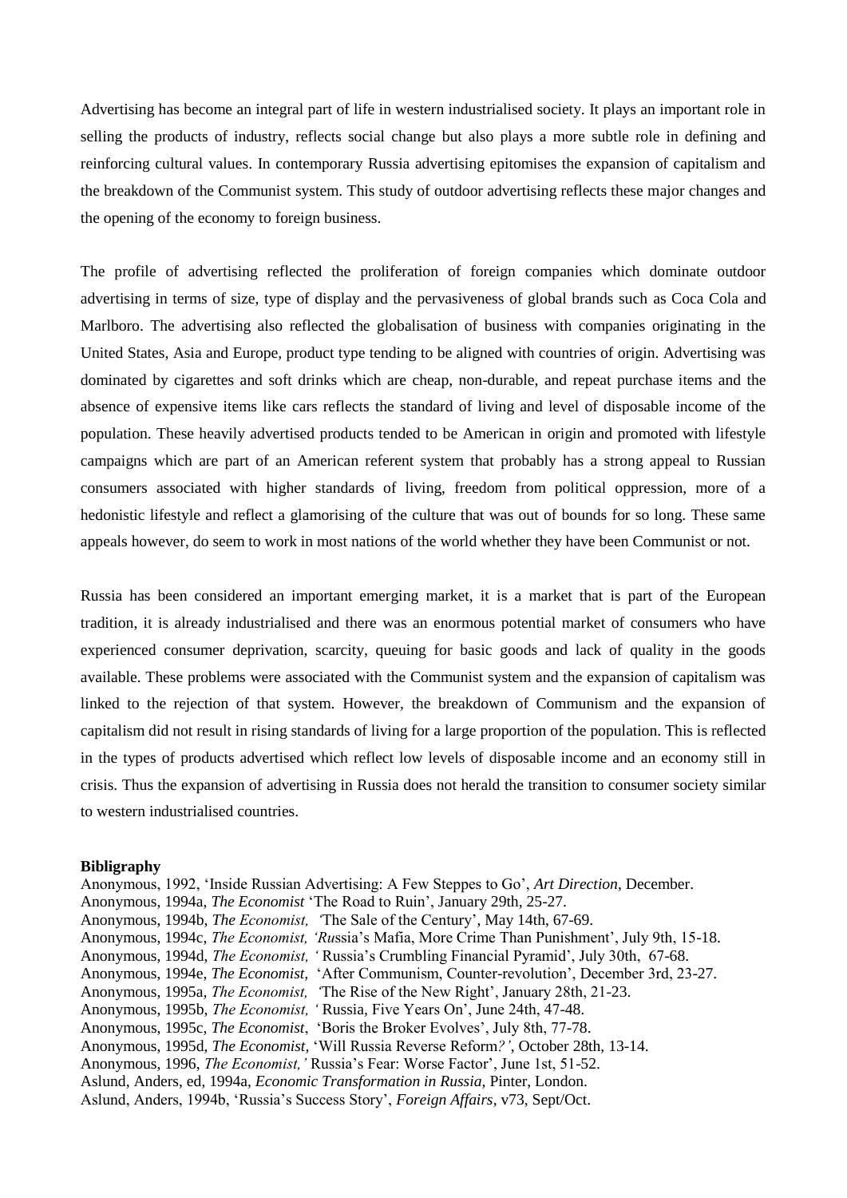Advertising has become an integral part of life in western industrialised society. It plays an important role in selling the products of industry, reflects social change but also plays a more subtle role in defining and reinforcing cultural values. In contemporary Russia advertising epitomises the expansion of capitalism and the breakdown of the Communist system. This study of outdoor advertising reflects these major changes and the opening of the economy to foreign business.

The profile of advertising reflected the proliferation of foreign companies which dominate outdoor advertising in terms of size, type of display and the pervasiveness of global brands such as Coca Cola and Marlboro. The advertising also reflected the globalisation of business with companies originating in the United States, Asia and Europe, product type tending to be aligned with countries of origin. Advertising was dominated by cigarettes and soft drinks which are cheap, non-durable, and repeat purchase items and the absence of expensive items like cars reflects the standard of living and level of disposable income of the population. These heavily advertised products tended to be American in origin and promoted with lifestyle campaigns which are part of an American referent system that probably has a strong appeal to Russian consumers associated with higher standards of living, freedom from political oppression, more of a hedonistic lifestyle and reflect a glamorising of the culture that was out of bounds for so long. These same appeals however, do seem to work in most nations of the world whether they have been Communist or not.

Russia has been considered an important emerging market, it is a market that is part of the European tradition, it is already industrialised and there was an enormous potential market of consumers who have experienced consumer deprivation, scarcity, queuing for basic goods and lack of quality in the goods available. These problems were associated with the Communist system and the expansion of capitalism was linked to the rejection of that system. However, the breakdown of Communism and the expansion of capitalism did not result in rising standards of living for a large proportion of the population. This is reflected in the types of products advertised which reflect low levels of disposable income and an economy still in crisis. Thus the expansion of advertising in Russia does not herald the transition to consumer society similar to western industrialised countries.

**Bibligraphy**

Anonymous, 1992, 'Inside Russian Advertising: A Few Steppes to Go', *Art Direction*, December.
Anonymous, 1994a, *The Economist* 'The Road to Ruin', January 29th, 25-27.
Anonymous, 1994b, *The Economist,* 'The Sale of the Century', May 14th, 67-69.
Anonymous, 1994c, *The Economist, 'Ru*ssia's Mafia, More Crime Than Punishment', July 9th, 15-18.
Anonymous, 1994d, *The Economist, '* Russia's Crumbling Financial Pyramid', July 30th, 67-68.
Anonymous, 1994e, *The Economist,* 'After Communism, Counter-revolution', December 3rd, 23-27.
Anonymous, 1995a, *The Economist,* 'The Rise of the New Right', January 28th, 21-23.
Anonymous, 1995b, *The Economist, '* Russia, Five Years On', June 24th, 47-48.
Anonymous, 1995c, *The Economist*, 'Boris the Broker Evolves', July 8th, 77-78.
Anonymous, 1995d, *The Economist,* 'Will Russia Reverse Reform*?'*, October 28th, 13-14.
Anonymous, 1996, *The Economist,'* Russia's Fear: Worse Factor', June 1st, 51-52.
Aslund, Anders, ed, 1994a, *Economic Transformation in Russia,* Pinter, London.
Aslund, Anders, 1994b, 'Russia's Success Story', *Foreign Affairs*, v73, Sept/Oct.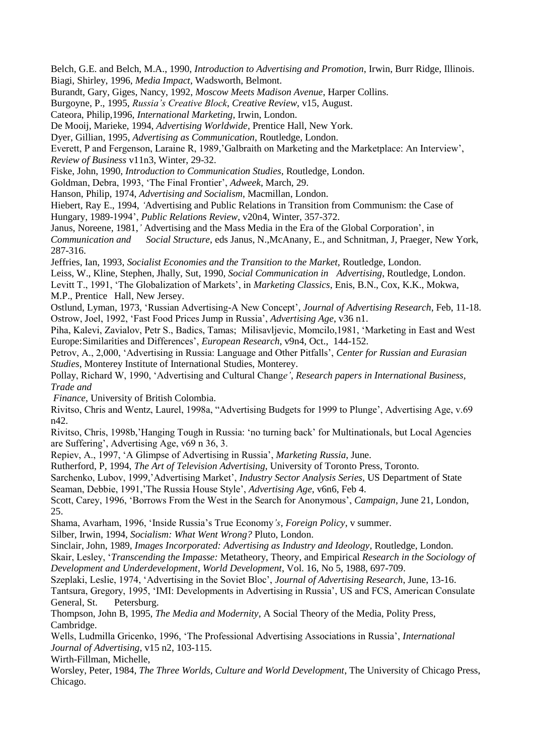Belch, G.E. and Belch, M.A., 1990, *Introduction to Advertising and Promotion*, Irwin, Burr Ridge, Illinois.

Biagi, Shirley, 1996, *Media Impact*, Wadsworth, Belmont.

Burandt, Gary, Giges, Nancy, 1992, *Moscow Meets Madison Avenue*, Harper Collins.

Burgoyne, P., 1995, *Russia's Creative Block*, *Creative Review*, v15, August.

Cateora, Philip,1996, *International Marketing*, Irwin, London.

De Mooij, Marieke, 1994, *Advertising Worldwide*, Prentice Hall, New York.

Dyer, Gillian, 1995, *Advertising as Communication*, Routledge, London.

Everett, P and Fergenson, Laraine R, 1989,'Galbraith on Marketing and the Marketplace: An Interview', *Review of Business* v11n3, Winter, 29-32.

Fiske, John, 1990, *Introduction to Communication Studies*, Routledge, London.

Goldman, Debra, 1993, 'The Final Frontier', *Adweek*, March, 29.

Hanson, Philip, 1974, *Advertising and Socialism*, Macmillan, London.

Hiebert, Ray E., 1994, 'Advertising and Public Relations in Transition from Communism: the Case of Hungary, 1989-1994', *Public Relations Review*, v20n4, Winter, 357-372.

Janus, Noreene, 1981,' Advertising and the Mass Media in the Era of the Global Corporation', in *Communication and Social Structure*, eds Janus, N.,McAnany, E., and Schnitman, J, Praeger, New York, 287-316.

Jeffries, Ian, 1993, *Socialist Economies and the Transition to the Market*, Routledge, London.

Leiss, W., Kline, Stephen, Jhally, Sut, 1990, *Social Communication in Advertising*, Routledge, London.

Levitt T., 1991, 'The Globalization of Markets', in *Marketing Classics*, Enis, B.N., Cox, K.K., Mokwa, M.P., Prentice Hall, New Jersey.

Ostlund, Lyman, 1973, 'Russian Advertising-A New Concept', *Journal of Advertising Research*, Feb, 11-18.

Ostrow, Joel, 1992, 'Fast Food Prices Jump in Russia', *Advertising Age*, v36 n1.

Piha, Kalevi, Zavialov, Petr S., Badics, Tamas; Milisavljevic, Momcilo,1981, 'Marketing in East and West Europe:Similarities and Differences', *European Research*, v9n4, Oct., 144-152.

Petrov, A., 2,000, 'Advertising in Russia: Language and Other Pitfalls', *Center for Russian and Eurasian Studies*, Monterey Institute of International Studies, Monterey.

Pollay, Richard W, 1990, 'Advertising and Cultural Change', *Research papers in International Business, Trade and Finance*, University of British Colombia.

Rivitso, Chris and Wentz, Laurel, 1998a, "Advertising Budgets for 1999 to Plunge', Advertising Age, v.69 n42.

Rivitso, Chris, 1998b,'Hanging Tough in Russia: 'no turning back' for Multinationals, but Local Agencies are Suffering', Advertising Age, v69 n 36, 3.

Repiev, A., 1997, 'A Glimpse of Advertising in Russia', *Marketing Russia*, June.

Rutherford, P, 1994, *The Art of Television Advertising*, University of Toronto Press, Toronto.

Sarchenko, Lubov, 1999,'Advertising Market', *Industry Sector Analysis Series*, US Department of State

Seaman, Debbie, 1991,'The Russia House Style', *Advertising Age*, v6n6, Feb 4.

Scott, Carey, 1996, 'Borrows From the West in the Search for Anonymous', *Campaign*, June 21, London, 25.

Shama, Avarham, 1996, 'Inside Russia's True Economy's, *Foreign Policy*, v summer.

Silber, Irwin, 1994, *Socialism: What Went Wrong?* Pluto, London.

Sinclair, John, 1989, *Images Incorporated: Advertising as Industry and Ideology*, Routledge, London.

Skair, Lesley, '*Transcending the Impasse:* Metatheory, Theory, and Empirical *Research in the Sociology of Development and Underdevelopment*, *World Development*, Vol. 16, No 5, 1988, 697-709.

Szeplaki, Leslie, 1974, 'Advertising in the Soviet Bloc', *Journal of Advertising Research*, June, 13-16.

Tantsura, Gregory, 1995, 'IMI: Developments in Advertising in Russia', US and FCS, American Consulate General, St. Petersburg.

Thompson, John B, 1995, *The Media and Modernity*, A Social Theory of the Media, Polity Press, Cambridge.

Wells, Ludmilla Gricenko, 1996, 'The Professional Advertising Associations in Russia', *International Journal of Advertising*, v15 n2, 103-115.

Wirth-Fillman, Michelle,

Worsley, Peter, 1984, *The Three Worlds, Culture and World Development*, The University of Chicago Press, Chicago.